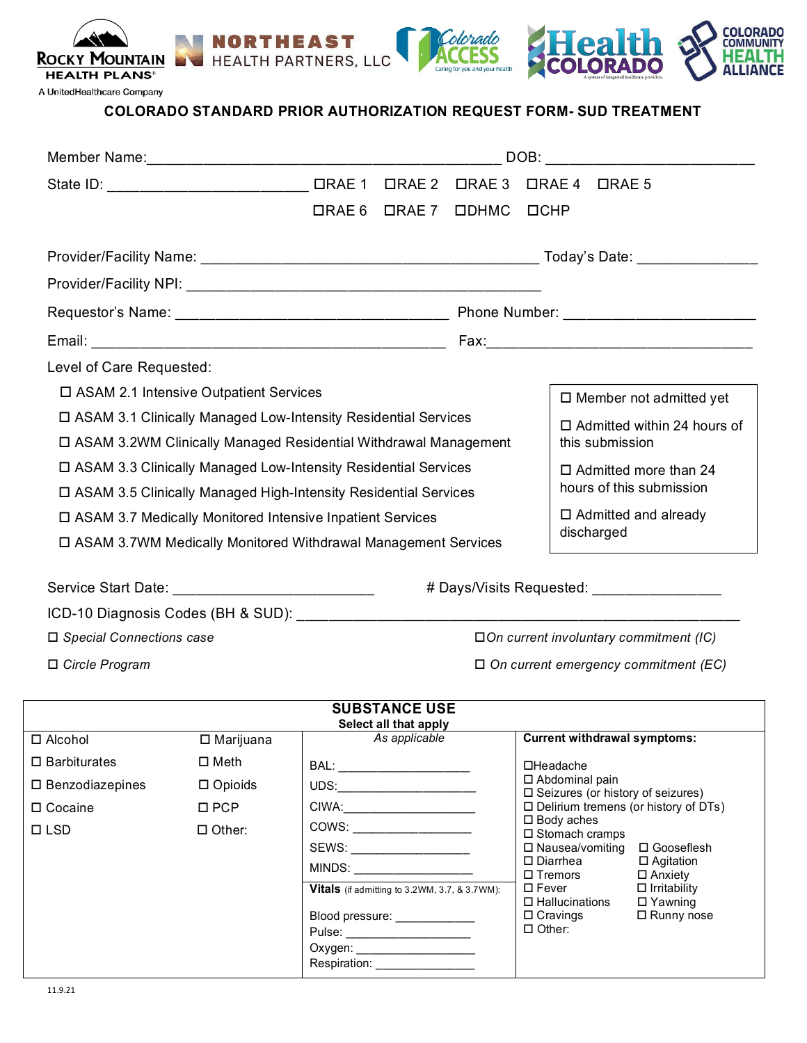Rocky Mountain Health Plans — A UnitedHealthcare Company | Northeast Health Partners, LLC | Colorado Access | Health Colorado | Colorado Community Health Alliance

# COLORADO STANDARD PRIOR AUTHORIZATION REQUEST FORM- SUD TREATMENT

Member Name:_____________________________________________ DOB: ________________________

State ID: ________________________ ☐RAE 1 ☐RAE 2 ☐RAE 3 ☐RAE 4 ☐RAE 5 ☐RAE 6 ☐RAE 7 ☐DHMC ☐CHP

Provider/Facility Name: ___________________________________________ Today's Date: _______________

Provider/Facility NPI: _____________________________________________

Requestor's Name: __________________________________ Phone Number: ________________________

Email: ____________________________________________ Fax:_________________________________

Level of Care Requested:

- ☐ ASAM 2.1 Intensive Outpatient Services
- ☐ ASAM 3.1 Clinically Managed Low-Intensity Residential Services
- ☐ ASAM 3.2WM Clinically Managed Residential Withdrawal Management
- ☐ ASAM 3.3 Clinically Managed Low-Intensity Residential Services
- ☐ ASAM 3.5 Clinically Managed High-Intensity Residential Services
- ☐ ASAM 3.7 Medically Monitored Intensive Inpatient Services
- ☐ ASAM 3.7WM Medically Monitored Withdrawal Management Services

- ☐ Member not admitted yet
- ☐ Admitted within 24 hours of this submission
- ☐ Admitted more than 24 hours of this submission
- ☐ Admitted and already discharged

Service Start Date: ________________________ # Days/Visits Requested: ________________

ICD-10 Diagnosis Codes (BH & SUD): _______________________________________________________

☐ *Special Connections case* ☐ *On current involuntary commitment (IC)*

☐ *Circle Program* ☐ *On current emergency commitment (EC)*

## SUBSTANCE USE

**Select all that apply**

| | | *As applicable* | **Current withdrawal symptoms:** |
|---|---|---|---|
| ☐ Alcohol | ☐ Marijuana | BAL: ___________________ | ☐Headache |
| ☐ Barbiturates | ☐ Meth | UDS:____________________ | ☐ Abdominal pain |
| ☐ Benzodiazepines | ☐ Opioids | CIWA:___________________ | ☐ Seizures (or history of seizures) |
| ☐ Cocaine | ☐ PCP | COWS: _________________ | ☐ Delirium tremens (or history of DTs) |
| ☐ LSD | ☐ Other: | SEWS: _________________ | ☐ Body aches |
| | | MINDS: ________________ | ☐ Stomach cramps |
| | | **Vitals** (if admitting to 3.2WM, 3.7, & 3.7WM): | ☐ Nausea/vomiting ☐ Gooseflesh |
| | | Blood pressure: ___________ | ☐ Diarrhea ☐ Agitation |
| | | Pulse: __________________ | ☐ Tremors ☐ Anxiety |
| | | Oxygen: _________________ | ☐ Fever ☐ Irritability |
| | | Respiration: ______________ | ☐ Hallucinations ☐ Yawning |
| | | | ☐ Cravings ☐ Runny nose |
| | | | ☐ Other: |

11.9.21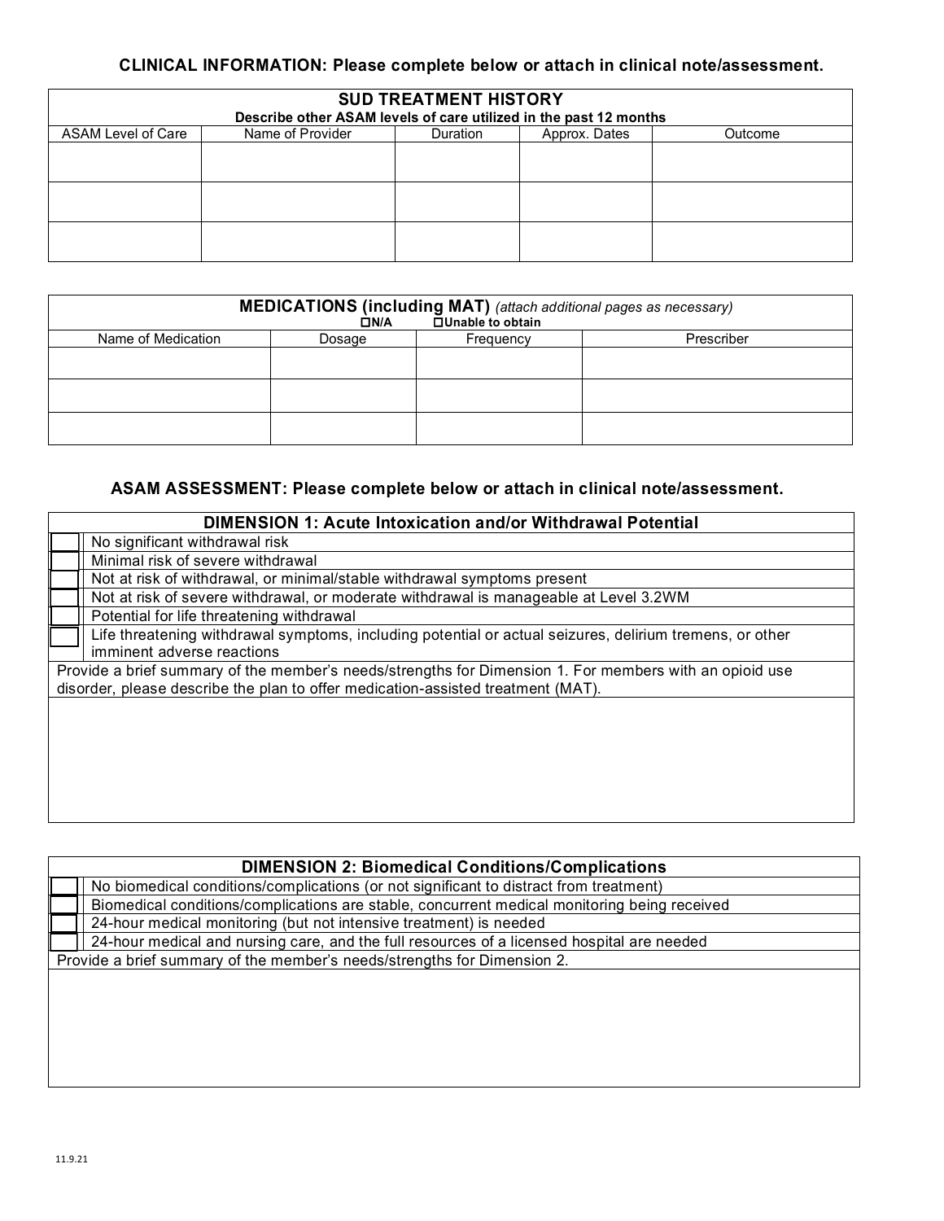**CLINICAL INFORMATION: Please complete below or attach in clinical note/assessment.**

| **SUD TREATMENT HISTORY**<br>**Describe other ASAM levels of care utilized in the past 12 months** | | | | |
|---|---|---|---|---|
| ASAM Level of Care | Name of Provider | Duration | Approx. Dates | Outcome |
| | | | | |
| | | | | |
| | | | | |

| **MEDICATIONS (including MAT)** *(attach additional pages as necessary)*<br>☐ **N/A** ☐ **Unable to obtain** | | | |
|---|---|---|---|
| Name of Medication | Dosage | Frequency | Prescriber |
| | | | |
| | | | |
| | | | |

**ASAM ASSESSMENT: Please complete below or attach in clinical note/assessment.**

| **DIMENSION 1: Acute Intoxication and/or Withdrawal Potential** | |
|---|---|
| ☐ | No significant withdrawal risk |
| ☐ | Minimal risk of severe withdrawal |
| ☐ | Not at risk of withdrawal, or minimal/stable withdrawal symptoms present |
| ☐ | Not at risk of severe withdrawal, or moderate withdrawal is manageable at Level 3.2WM |
| ☐ | Potential for life threatening withdrawal |
| ☐ | Life threatening withdrawal symptoms, including potential or actual seizures, delirium tremens, or other imminent adverse reactions |
| Provide a brief summary of the member's needs/strengths for Dimension 1. For members with an opioid use disorder, please describe the plan to offer medication-assisted treatment (MAT). | |
| | |

| **DIMENSION 2: Biomedical Conditions/Complications** | |
|---|---|
| ☐ | No biomedical conditions/complications (or not significant to distract from treatment) |
| ☐ | Biomedical conditions/complications are stable, concurrent medical monitoring being received |
| ☐ | 24-hour medical monitoring (but not intensive treatment) is needed |
| ☐ | 24-hour medical and nursing care, and the full resources of a licensed hospital are needed |
| Provide a brief summary of the member's needs/strengths for Dimension 2. | |
| | |

11.9.21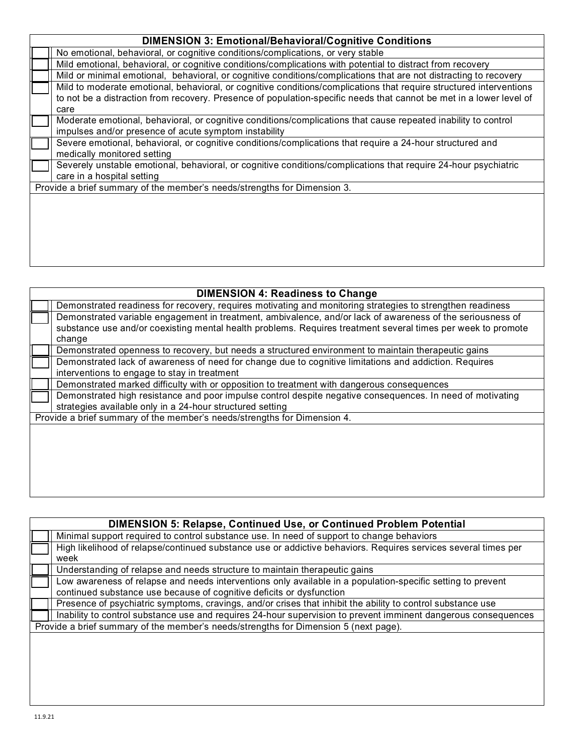| | DIMENSION 3: Emotional/Behavioral/Cognitive Conditions |
|---|---|
| ☐ | No emotional, behavioral, or cognitive conditions/complications, or very stable |
| ☐ | Mild emotional, behavioral, or cognitive conditions/complications with potential to distract from recovery |
| ☐ | Mild or minimal emotional, behavioral, or cognitive conditions/complications that are not distracting to recovery |
| ☐ | Mild to moderate emotional, behavioral, or cognitive conditions/complications that require structured interventions to not be a distraction from recovery. Presence of population-specific needs that cannot be met in a lower level of care |
| ☐ | Moderate emotional, behavioral, or cognitive conditions/complications that cause repeated inability to control impulses and/or presence of acute symptom instability |
| ☐ | Severe emotional, behavioral, or cognitive conditions/complications that require a 24-hour structured and medically monitored setting |
| ☐ | Severely unstable emotional, behavioral, or cognitive conditions/complications that require 24-hour psychiatric care in a hospital setting |
| Provide a brief summary of the member's needs/strengths for Dimension 3. | |
| | |

| | DIMENSION 4: Readiness to Change |
|---|---|
| ☐ | Demonstrated readiness for recovery, requires motivating and monitoring strategies to strengthen readiness |
| ☐ | Demonstrated variable engagement in treatment, ambivalence, and/or lack of awareness of the seriousness of substance use and/or coexisting mental health problems. Requires treatment several times per week to promote change |
| ☐ | Demonstrated openness to recovery, but needs a structured environment to maintain therapeutic gains |
| ☐ | Demonstrated lack of awareness of need for change due to cognitive limitations and addiction. Requires interventions to engage to stay in treatment |
| ☐ | Demonstrated marked difficulty with or opposition to treatment with dangerous consequences |
| ☐ | Demonstrated high resistance and poor impulse control despite negative consequences. In need of motivating strategies available only in a 24-hour structured setting |
| Provide a brief summary of the member's needs/strengths for Dimension 4. | |
| | |

| | DIMENSION 5: Relapse, Continued Use, or Continued Problem Potential |
|---|---|
| ☐ | Minimal support required to control substance use. In need of support to change behaviors |
| ☐ | High likelihood of relapse/continued substance use or addictive behaviors. Requires services several times per week |
| ☐ | Understanding of relapse and needs structure to maintain therapeutic gains |
| ☐ | Low awareness of relapse and needs interventions only available in a population-specific setting to prevent continued substance use because of cognitive deficits or dysfunction |
| ☐ | Presence of psychiatric symptoms, cravings, and/or crises that inhibit the ability to control substance use |
| ☐ | Inability to control substance use and requires 24-hour supervision to prevent imminent dangerous consequences |
| Provide a brief summary of the member's needs/strengths for Dimension 5 (next page). | |
| | |

11.9.21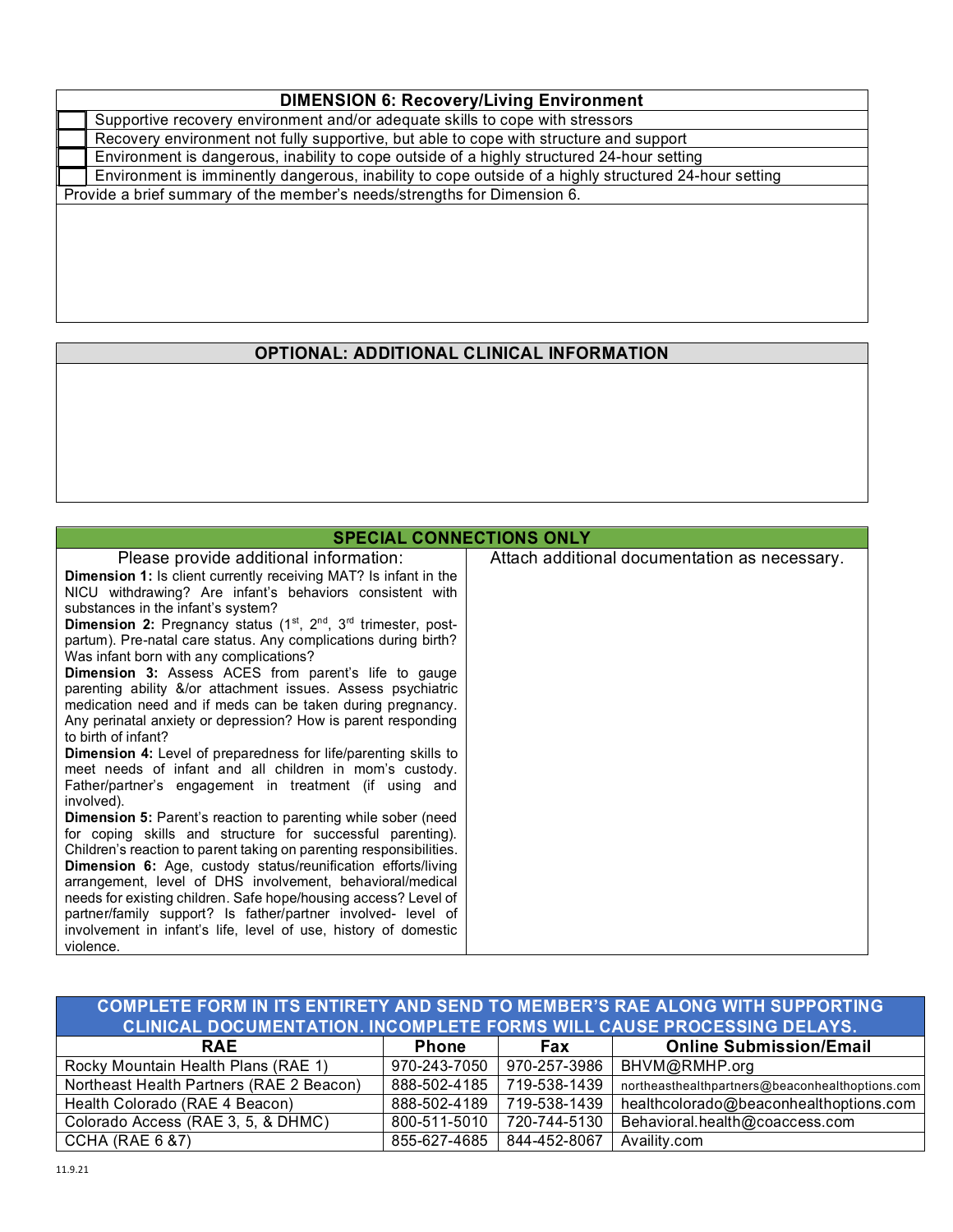| DIMENSION 6: Recovery/Living Environment | |
|---|---|
| ☐ | Supportive recovery environment and/or adequate skills to cope with stressors |
| ☐ | Recovery environment not fully supportive, but able to cope with structure and support |
| ☐ | Environment is dangerous, inability to cope outside of a highly structured 24-hour setting |
| ☐ | Environment is imminently dangerous, inability to cope outside of a highly structured 24-hour setting |

Provide a brief summary of the member's needs/strengths for Dimension 6.

## OPTIONAL: ADDITIONAL CLINICAL INFORMATION

## SPECIAL CONNECTIONS ONLY

| Please provide additional information: | Attach additional documentation as necessary. |
|---|---|
| **Dimension 1:** Is client currently receiving MAT? Is infant in the NICU withdrawing? Are infant's behaviors consistent with substances in the infant's system?<br>**Dimension 2:** Pregnancy status (1st, 2nd, 3rd trimester, post-partum). Pre-natal care status. Any complications during birth? Was infant born with any complications?<br>**Dimension 3:** Assess ACES from parent's life to gauge parenting ability &/or attachment issues. Assess psychiatric medication need and if meds can be taken during pregnancy. Any perinatal anxiety or depression? How is parent responding to birth of infant?<br>**Dimension 4:** Level of preparedness for life/parenting skills to meet needs of infant and all children in mom's custody. Father/partner's engagement in treatment (if using and involved).<br>**Dimension 5:** Parent's reaction to parenting while sober (need for coping skills and structure for successful parenting). Children's reaction to parent taking on parenting responsibilities.<br>**Dimension 6:** Age, custody status/reunification efforts/living arrangement, level of DHS involvement, behavioral/medical needs for existing children. Safe hope/housing access? Level of partner/family support? Is father/partner involved- level of involvement in infant's life, level of use, history of domestic violence. | |

**COMPLETE FORM IN ITS ENTIRETY AND SEND TO MEMBER'S RAE ALONG WITH SUPPORTING CLINICAL DOCUMENTATION. INCOMPLETE FORMS WILL CAUSE PROCESSING DELAYS.**

| RAE | Phone | Fax | Online Submission/Email |
|---|---|---|---|
| Rocky Mountain Health Plans (RAE 1) | 970-243-7050 | 970-257-3986 | BHVM@RMHP.org |
| Northeast Health Partners (RAE 2 Beacon) | 888-502-4185 | 719-538-1439 | northeasthealthpartners@beaconhealthoptions.com |
| Health Colorado (RAE 4 Beacon) | 888-502-4189 | 719-538-1439 | healthcolorado@beaconhealthoptions.com |
| Colorado Access (RAE 3, 5, & DHMC) | 800-511-5010 | 720-744-5130 | Behavioral.health@coaccess.com |
| CCHA (RAE 6 &7) | 855-627-4685 | 844-452-8067 | Availity.com |

11.9.21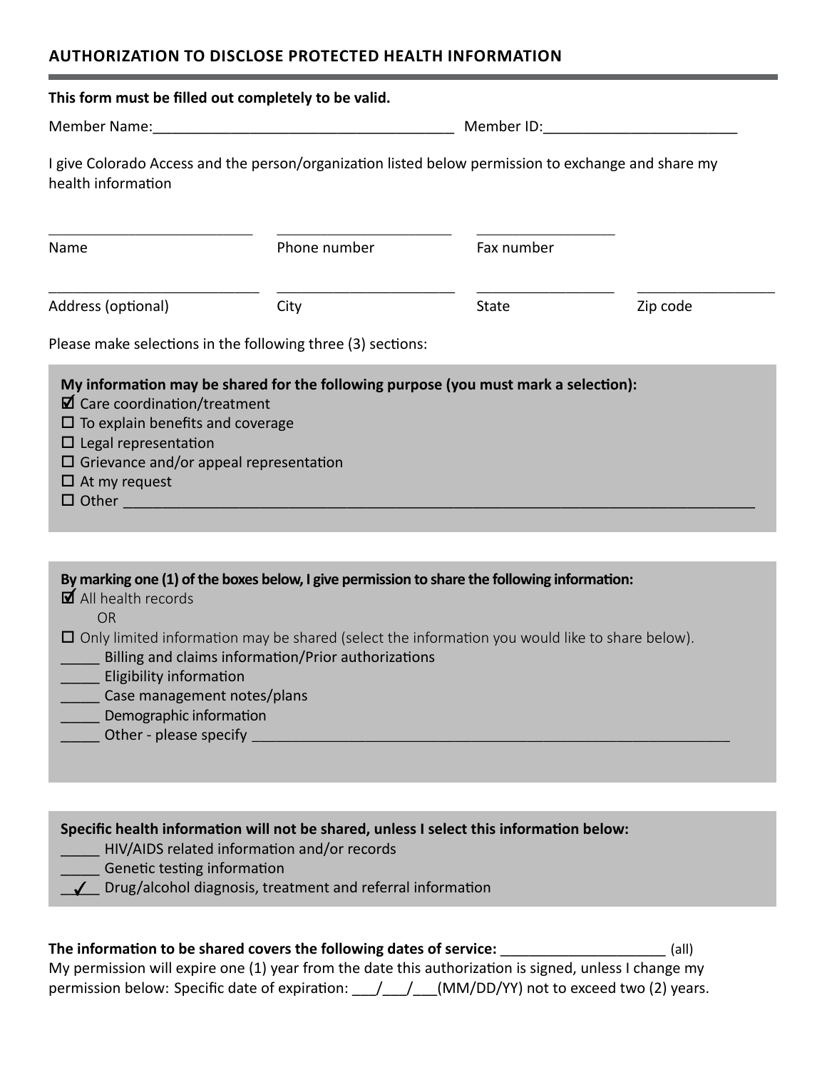## AUTHORIZATION TO DISCLOSE PROTECTED HEALTH INFORMATION

**This form must be filled out completely to be valid.**

Member Name:_______________________________________ Member ID:_________________________

I give Colorado Access and the person/organization listed below permission to exchange and share my health information

| ___________________________ | _______________________ | __________________ | |
|---|---|---|---|
| Name | Phone number | Fax number | |
| ___________________________ | _______________________ | __________________ | __________________ |
| Address (optional) | City | State | Zip code |

Please make selections in the following three (3) sections:

**My information may be shared for the following purpose (you must mark a selection):**

- ☑ Care coordination/treatment
- ☐ To explain benefits and coverage
- ☐ Legal representation
- ☐ Grievance and/or appeal representation
- ☐ At my request
- ☐ Other ________________________________________________________________________________

**By marking one (1) of the boxes below, I give permission to share the following information:**

☑ All health records

OR

☐ Only limited information may be shared (select the information you would like to share below).

_____ Billing and claims information/Prior authorizations
_____ Eligibility information
_____ Case management notes/plans
_____ Demographic information
_____ Other - please specify _____________________________________________________________

**Specific health information will not be shared, unless I select this information below:**

_____ HIV/AIDS related information and/or records
_____ Genetic testing information
__✓__ Drug/alcohol diagnosis, treatment and referral information

**The information to be shared covers the following dates of service:** ____________________ (all)
My permission will expire one (1) year from the date this authorization is signed, unless I change my permission below: Specific date of expiration: ___/___/___(MM/DD/YY) not to exceed two (2) years.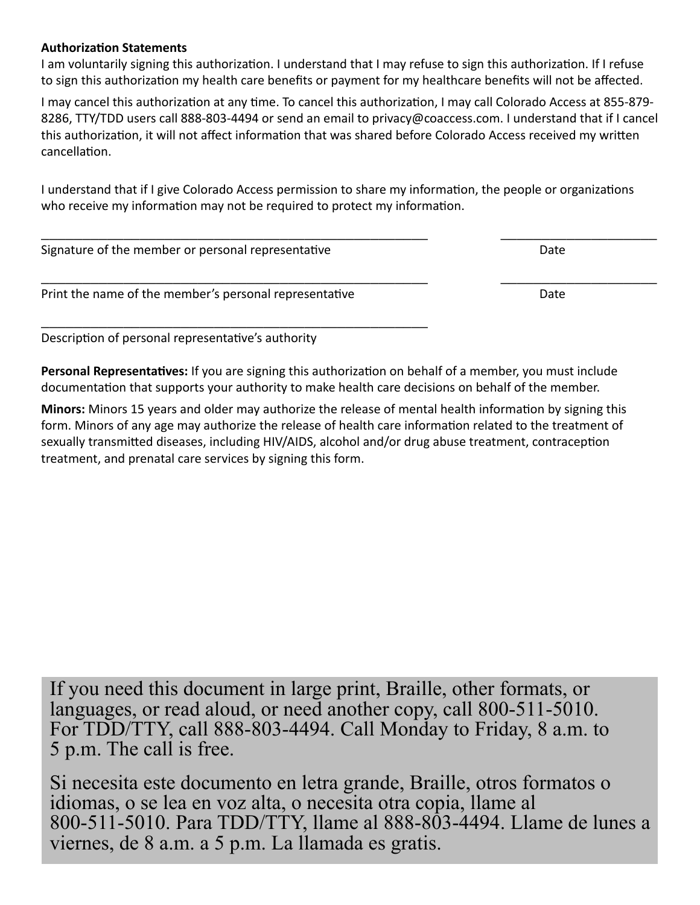**Authorization Statements**

I am voluntarily signing this authorization. I understand that I may refuse to sign this authorization. If I refuse to sign this authorization my health care benefits or payment for my healthcare benefits will not be affected.

I may cancel this authorization at any time. To cancel this authorization, I may call Colorado Access at 855-879-8286, TTY/TDD users call 888-803-4494 or send an email to privacy@coaccess.com. I understand that if I cancel this authorization, it will not affect information that was shared before Colorado Access received my written cancellation.

I understand that if I give Colorado Access permission to share my information, the people or organizations who receive my information may not be required to protect my information.

_______________________________________________ _______________________

Signature of the member or personal representative Date

_______________________________________________ _______________________

Print the name of the member's personal representative Date

_______________________________________________

Description of personal representative's authority

**Personal Representatives:** If you are signing this authorization on behalf of a member, you must include documentation that supports your authority to make health care decisions on behalf of the member.

**Minors:** Minors 15 years and older may authorize the release of mental health information by signing this form. Minors of any age may authorize the release of health care information related to the treatment of sexually transmitted diseases, including HIV/AIDS, alcohol and/or drug abuse treatment, contraception treatment, and prenatal care services by signing this form.

If you need this document in large print, Braille, other formats, or languages, or read aloud, or need another copy, call 800-511-5010. For TDD/TTY, call 888-803-4494. Call Monday to Friday, 8 a.m. to 5 p.m. The call is free.

Si necesita este documento en letra grande, Braille, otros formatos o idiomas, o se lea en voz alta, o necesita otra copia, llame al 800-511-5010. Para TDD/TTY, llame al 888-803-4494. Llame de lunes a viernes, de 8 a.m. a 5 p.m. La llamada es gratis.